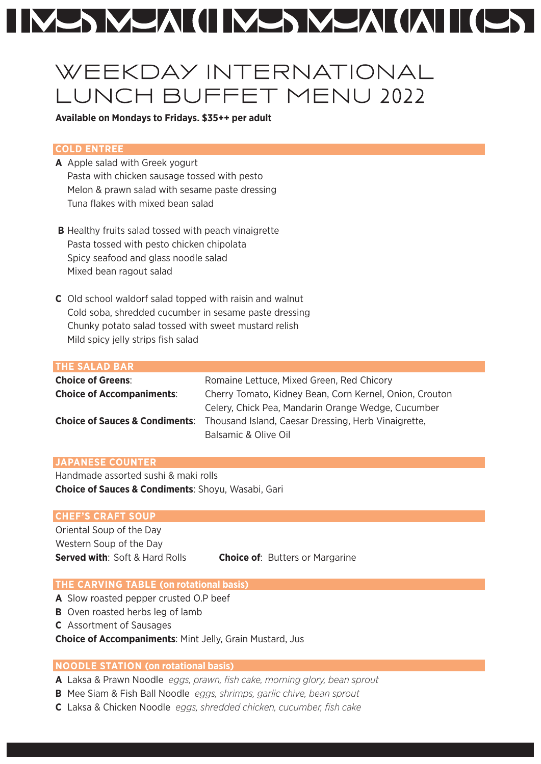# WEEKDAY INTERNATIONAL LUNCH BUFFET MENU 2022

**Available on Mondays to Fridays. $35++ per adult**

## COLD ENTREE

**A** Apple salad with Greek yogurt
Pasta with chicken sausage tossed with pesto
Melon & prawn salad with sesame paste dressing
Tuna flakes with mixed bean salad

**B** Healthy fruits salad tossed with peach vinaigrette
Pasta tossed with pesto chicken chipolata
Spicy seafood and glass noodle salad
Mixed bean ragout salad

**C** Old school waldorf salad topped with raisin and walnut
Cold soba, shredded cucumber in sesame paste dressing
Chunky potato salad tossed with sweet mustard relish
Mild spicy jelly strips fish salad

## THE SALAD BAR

**Choice of Greens**: Romaine Lettuce, Mixed Green, Red Chicory

**Choice of Accompaniments**: Cherry Tomato, Kidney Bean, Corn Kernel, Onion, Crouton Celery, Chick Pea, Mandarin Orange Wedge, Cucumber

**Choice of Sauces & Condiments**: Thousand Island, Caesar Dressing, Herb Vinaigrette, Balsamic & Olive Oil

## JAPANESE COUNTER

Handmade assorted sushi & maki rolls
**Choice of Sauces & Condiments**: Shoyu, Wasabi, Gari

## CHEF'S CRAFT SOUP

Oriental Soup of the Day
Western Soup of the Day
**Served with**: Soft & Hard Rolls **Choice of**: Butters or Margarine

## THE CARVING TABLE (on rotational basis)

**A** Slow roasted pepper crusted O.P beef
**B** Oven roasted herbs leg of lamb
**C** Assortment of Sausages
**Choice of Accompaniments**: Mint Jelly, Grain Mustard, Jus

## NOODLE STATION (on rotational basis)

**A** Laksa & Prawn Noodle *eggs, prawn, fish cake, morning glory, bean sprout*
**B** Mee Siam & Fish Ball Noodle *eggs, shrimps, garlic chive, bean sprout*
**C** Laksa & Chicken Noodle *eggs, shredded chicken, cucumber, fish cake*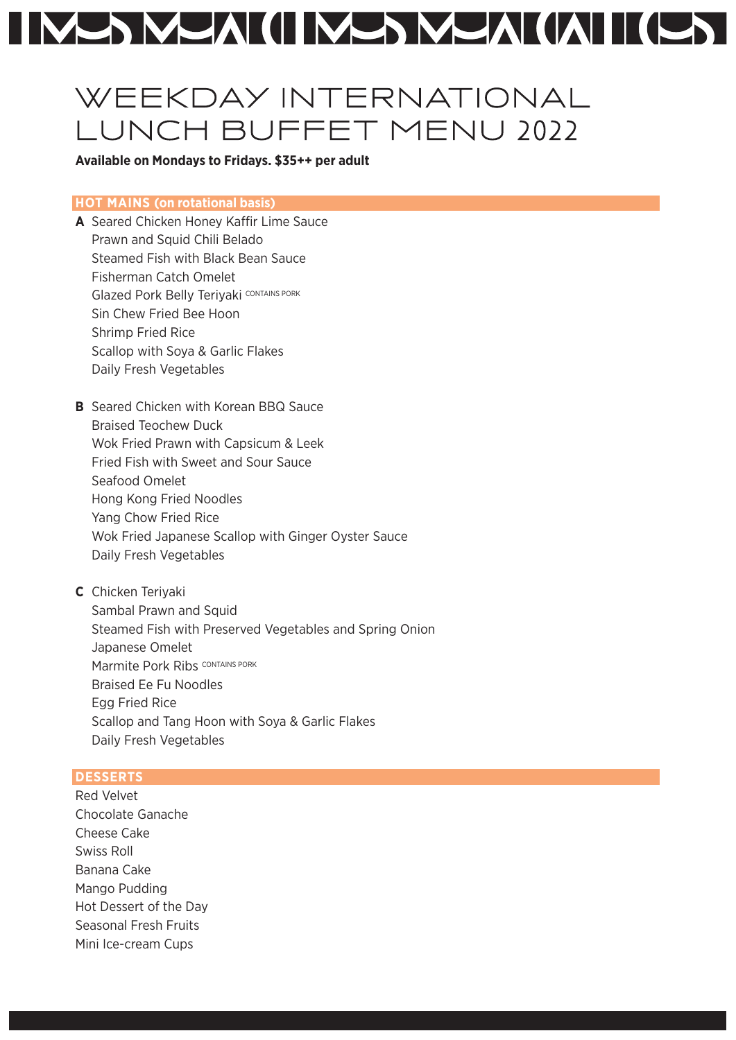# WEEKDAY INTERNATIONAL LUNCH BUFFET MENU 2022

**Available on Mondays to Fridays. $35++ per adult**

## HOT MAINS (on rotational basis)

**A** Seared Chicken Honey Kaffir Lime Sauce
Prawn and Squid Chili Belado
Steamed Fish with Black Bean Sauce
Fisherman Catch Omelet
Glazed Pork Belly Teriyaki CONTAINS PORK
Sin Chew Fried Bee Hoon
Shrimp Fried Rice
Scallop with Soya & Garlic Flakes
Daily Fresh Vegetables

**B** Seared Chicken with Korean BBQ Sauce
Braised Teochew Duck
Wok Fried Prawn with Capsicum & Leek
Fried Fish with Sweet and Sour Sauce
Seafood Omelet
Hong Kong Fried Noodles
Yang Chow Fried Rice
Wok Fried Japanese Scallop with Ginger Oyster Sauce
Daily Fresh Vegetables

**C** Chicken Teriyaki
Sambal Prawn and Squid
Steamed Fish with Preserved Vegetables and Spring Onion
Japanese Omelet
Marmite Pork Ribs CONTAINS PORK
Braised Ee Fu Noodles
Egg Fried Rice
Scallop and Tang Hoon with Soya & Garlic Flakes
Daily Fresh Vegetables

## DESSERTS

Red Velvet
Chocolate Ganache
Cheese Cake
Swiss Roll
Banana Cake
Mango Pudding
Hot Dessert of the Day
Seasonal Fresh Fruits
Mini Ice-cream Cups